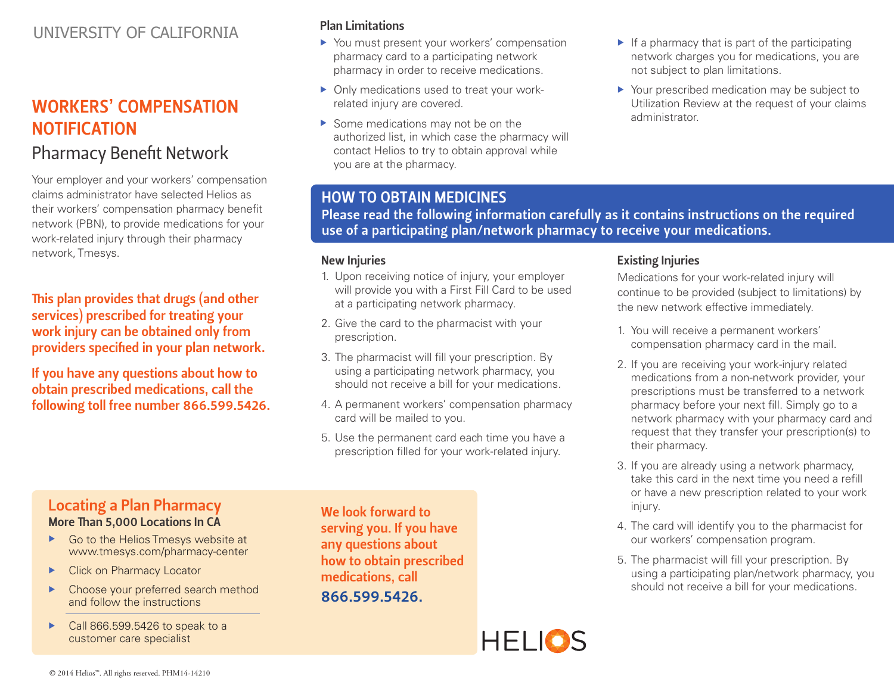UNIVERSITY OF CALIFORNIA

# WORKERS' COMPENSATION NOTIFICATION

## Pharmacy Benefit Network

Your employer and your workers' compensation claims administrator have selected Helios as their workers' compensation pharmacy benefit network (PBN), to provide medications for your work-related injury through their pharmacy network, Tmesys.

**This plan provides that drugs (and other services) prescribed for treating your work injury can be obtained only from providers specified in your plan network.**

**If you have any questions about how to obtain prescribed medications, call the following toll free number 866.599.5426.**

### Plan Limitations

- You must present your workers' compensation pharmacy card to a participating network pharmacy in order to receive medications.
- Only medications used to treat your work-related injury are covered.
- Some medications may not be on the authorized list, in which case the pharmacy will contact Helios to try to obtain approval while you are at the pharmacy.
- If a pharmacy that is part of the participating network charges you for medications, you are not subject to plan limitations.
- Your prescribed medication may be subject to Utilization Review at the request of your claims administrator.

## HOW TO OBTAIN MEDICINES

**Please read the following information carefully as it contains instructions on the required use of a participating plan/network pharmacy to receive your medications.**

### New Injuries

1. Upon receiving notice of injury, your employer will provide you with a First Fill Card to be used at a participating network pharmacy.
2. Give the card to the pharmacist with your prescription.
3. The pharmacist will fill your prescription. By using a participating network pharmacy, you should not receive a bill for your medications.
4. A permanent workers' compensation pharmacy card will be mailed to you.
5. Use the permanent card each time you have a prescription filled for your work-related injury.

### Existing Injuries

Medications for your work-related injury will continue to be provided (subject to limitations) by the new network effective immediately.

1. You will receive a permanent workers' compensation pharmacy card in the mail.
2. If you are receiving your work-injury related medications from a non-network provider, your prescriptions must be transferred to a network pharmacy before your next fill. Simply go to a network pharmacy with your pharmacy card and request that they transfer your prescription(s) to their pharmacy.
3. If you are already using a network pharmacy, take this card in the next time you need a refill or have a new prescription related to your work injury.
4. The card will identify you to the pharmacist for our workers' compensation program.
5. The pharmacist will fill your prescription. By using a participating plan/network pharmacy, you should not receive a bill for your medications.

### Locating a Plan Pharmacy

**More Than 5,000 Locations In CA**

- Go to the Helios Tmesys website at www.tmesys.com/pharmacy-center
- Click on Pharmacy Locator
- Choose your preferred search method and follow the instructions
- Call 866.599.5426 to speak to a customer care specialist

**We look forward to serving you. If you have any questions about how to obtain prescribed medications, call 866.599.5426.**

HELIOS

© 2014 Helios™. All rights reserved. PHM14-14210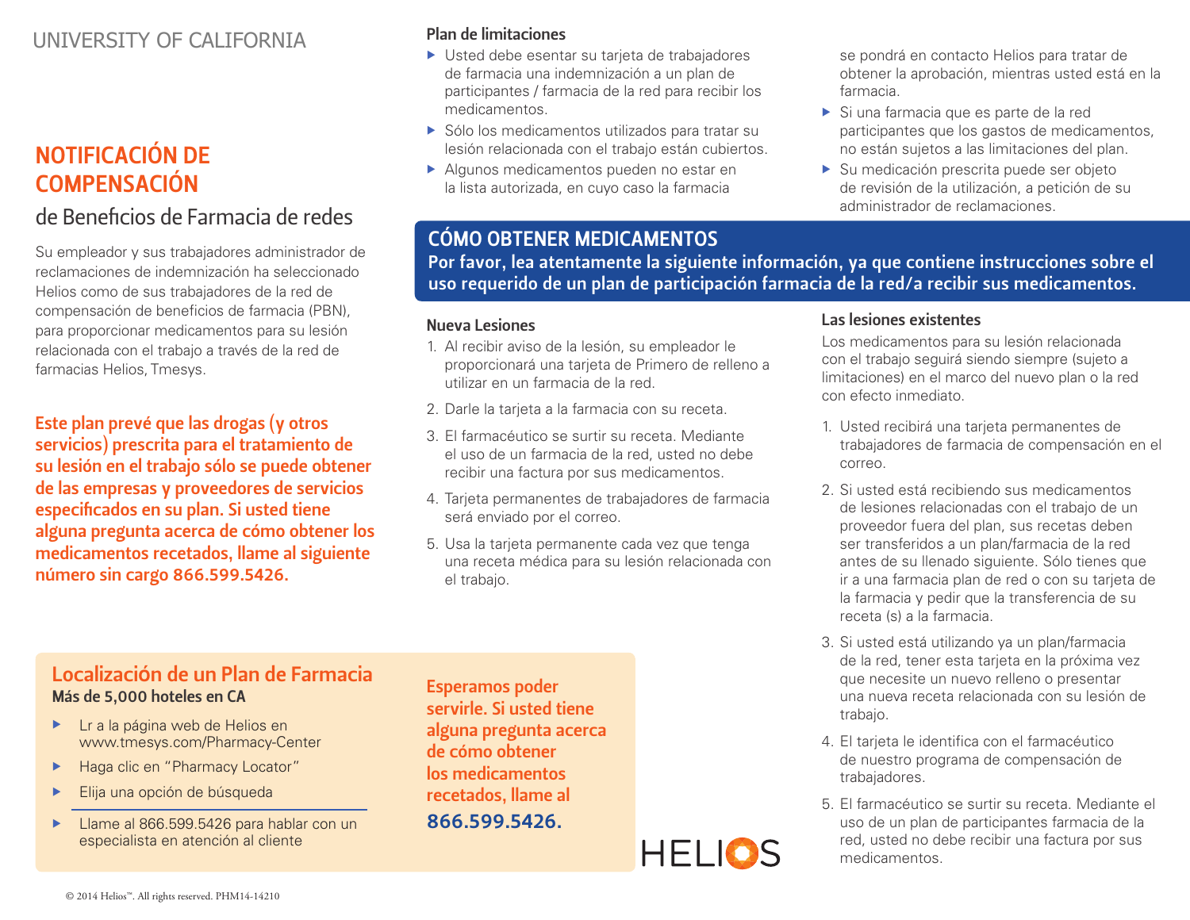UNIVERSITY OF CALIFORNIA

# NOTIFICACIÓN DE COMPENSACIÓN

## de Beneficios de Farmacia de redes

Su empleador y sus trabajadores administrador de reclamaciones de indemnización ha seleccionado Helios como de sus trabajadores de la red de compensación de beneficios de farmacia (PBN), para proporcionar medicamentos para su lesión relacionada con el trabajo a través de la red de farmacias Helios, Tmesys.

**Este plan prevé que las drogas (y otros servicios) prescrita para el tratamiento de su lesión en el trabajo sólo se puede obtener de las empresas y proveedores de servicios especificados en su plan. Si usted tiene alguna pregunta acerca de cómo obtener los medicamentos recetados, llame al siguiente número sin cargo 866.599.5426.**

### Plan de limitaciones

- Usted debe esentar su tarjeta de trabajadores de farmacia una indemnización a un plan de participantes / farmacia de la red para recibir los medicamentos.
- Sólo los medicamentos utilizados para tratar su lesión relacionada con el trabajo están cubiertos.
- Algunos medicamentos pueden no estar en la lista autorizada, en cuyo caso la farmacia se pondrá en contacto Helios para tratar de obtener la aprobación, mientras usted está en la farmacia.
- Si una farmacia que es parte de la red participantes que los gastos de medicamentos, no están sujetos a las limitaciones del plan.
- Su medicación prescrita puede ser objeto de revisión de la utilización, a petición de su administrador de reclamaciones.

## CÓMO OBTENER MEDICAMENTOS

**Por favor, lea atentamente la siguiente información, ya que contiene instrucciones sobre el uso requerido de un plan de participación farmacia de la red/a recibir sus medicamentos.**

### Nueva Lesiones

1. Al recibir aviso de la lesión, su empleador le proporcionará una tarjeta de Primero de relleno a utilizar en un farmacia de la red.
2. Darle la tarjeta a la farmacia con su receta.
3. El farmacéutico se surtir su receta. Mediante el uso de un farmacia de la red, usted no debe recibir una factura por sus medicamentos.
4. Tarjeta permanentes de trabajadores de farmacia será enviado por el correo.
5. Usa la tarjeta permanente cada vez que tenga una receta médica para su lesión relacionada con el trabajo.

### Las lesiones existentes

Los medicamentos para su lesión relacionada con el trabajo seguirá siendo siempre (sujeto a limitaciones) en el marco del nuevo plan o la red con efecto inmediato.

1. Usted recibirá una tarjeta permanentes de trabajadores de farmacia de compensación en el correo.
2. Si usted está recibiendo sus medicamentos de lesiones relacionadas con el trabajo de un proveedor fuera del plan, sus recetas deben ser transferidos a un plan/farmacia de la red antes de su llenado siguiente. Sólo tienes que ir a una farmacia plan de red o con su tarjeta de la farmacia y pedir que la transferencia de su receta (s) a la farmacia.
3. Si usted está utilizando ya un plan/farmacia de la red, tener esta tarjeta en la próxima vez que necesite un nuevo relleno o presentar una nueva receta relacionada con su lesión de trabajo.
4. El tarjeta le identifica con el farmacéutico de nuestro programa de compensación de trabajadores.
5. El farmacéutico se surtir su receta. Mediante el uso de un plan de participantes farmacia de la red, usted no debe recibir una factura por sus medicamentos.

### Localización de un Plan de Farmacia

**Más de 5,000 hoteles en CA**

- Lr a la página web de Helios en www.tmesys.com/Pharmacy-Center
- Haga clic en "Pharmacy Locator"
- Elija una opción de búsqueda
- Llame al 866.599.5426 para hablar con un especialista en atención al cliente

**Esperamos poder servirle. Si usted tiene alguna pregunta acerca de cómo obtener los medicamentos recetados, llame al 866.599.5426.**

HELIOS

© 2014 Helios™. All rights reserved. PHM14-14210